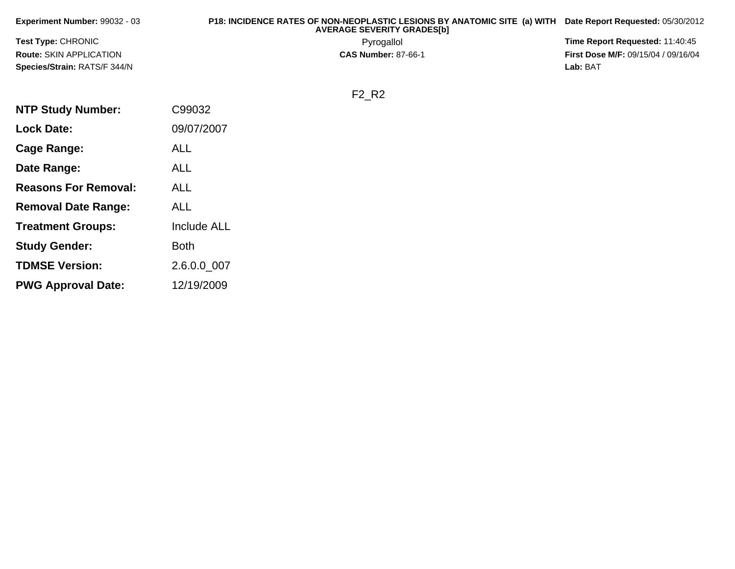**Experiment Number:** 99032 - 03

**Test Type:** CHRONIC

**Route:** SKIN APPLICATION

**Species/Strain:** RATS/F 344/N

**P18: INCIDENCE RATES OF NON-NEOPLASTIC LESIONS BY ANATOMIC SITE (a) WITH AVERAGE SEVERITY GRADES[b]**

Pyrogallol

**CAS Number:** 87-66-1

**Date Report Requested:** 05/30/2012

**Time Report Requested:** 11:40:45

**First Dose M/F:** 09/15/04 / 09/16/04

**Lab:** BAT

F2_R2

| | |
|---|---|
| **NTP Study Number:** | C99032 |
| **Lock Date:** | 09/07/2007 |
| **Cage Range:** | ALL |
| **Date Range:** | ALL |
| **Reasons For Removal:** | ALL |
| **Removal Date Range:** | ALL |
| **Treatment Groups:** | Include ALL |
| **Study Gender:** | Both |
| **TDMSE Version:** | 2.6.0.0_007 |
| **PWG Approval Date:** | 12/19/2009 |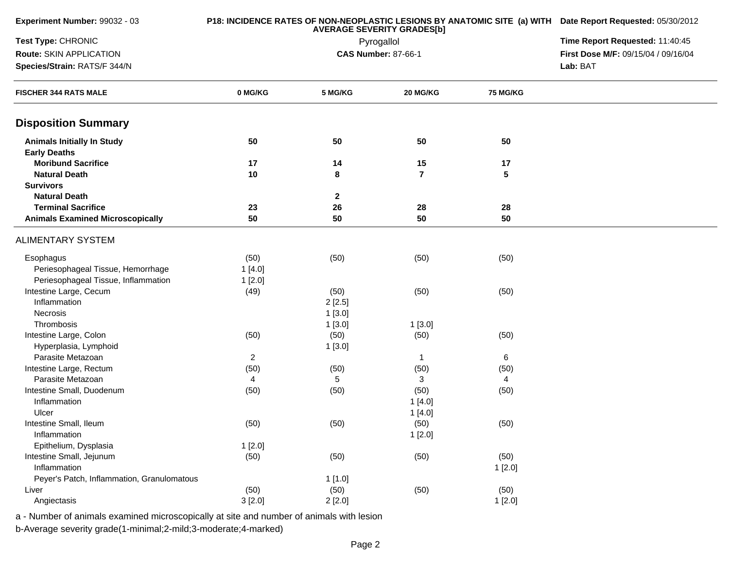**Experiment Number:** 99032 - 03

**Test Type:** CHRONIC

**Route:** SKIN APPLICATION

**Species/Strain:** RATS/F 344/N

**P18: INCIDENCE RATES OF NON-NEOPLASTIC LESIONS BY ANATOMIC SITE (a) WITH AVERAGE SEVERITY GRADES[b]**

Pyrogallol

**CAS Number:** 87-66-1

**Date Report Requested:** 05/30/2012

**Time Report Requested:** 11:40:45

**First Dose M/F:** 09/15/04 / 09/16/04

**Lab:** BAT

| FISCHER 344 RATS MALE | 0 MG/KG | 5 MG/KG | 20 MG/KG | 75 MG/KG |
|---|---|---|---|---|
| **Disposition Summary** | | | | |
| **Animals Initially In Study** | **50** | **50** | **50** | **50** |
| **Early Deaths** | | | | |
| **Moribund Sacrifice** | **17** | **14** | **15** | **17** |
| **Natural Death** | **10** | **8** | **7** | **5** |
| **Survivors** | | | | |
| **Natural Death** | | **2** | | |
| **Terminal Sacrifice** | **23** | **26** | **28** | **28** |
| **Animals Examined Microscopically** | **50** | **50** | **50** | **50** |
| ALIMENTARY SYSTEM | | | | |
| Esophagus | (50) | (50) | (50) | (50) |
| Periesophageal Tissue, Hemorrhage | 1 [4.0] | | | |
| Periesophageal Tissue, Inflammation | 1 [2.0] | | | |
| Intestine Large, Cecum | (49) | (50) | (50) | (50) |
| Inflammation | | 2 [2.5] | | |
| Necrosis | | 1 [3.0] | | |
| Thrombosis | | 1 [3.0] | 1 [3.0] | |
| Intestine Large, Colon | (50) | (50) | (50) | (50) |
| Hyperplasia, Lymphoid | | 1 [3.0] | | |
| Parasite Metazoan | 2 | | 1 | 6 |
| Intestine Large, Rectum | (50) | (50) | (50) | (50) |
| Parasite Metazoan | 4 | 5 | 3 | 4 |
| Intestine Small, Duodenum | (50) | (50) | (50) | (50) |
| Inflammation | | | 1 [4.0] | |
| Ulcer | | | 1 [4.0] | |
| Intestine Small, Ileum | (50) | (50) | (50) | (50) |
| Inflammation | | | 1 [2.0] | |
| Epithelium, Dysplasia | 1 [2.0] | | | |
| Intestine Small, Jejunum | (50) | (50) | (50) | (50) |
| Inflammation | | | | 1 [2.0] |
| Peyer's Patch, Inflammation, Granulomatous | | 1 [1.0] | | |
| Liver | (50) | (50) | (50) | (50) |
| Angiectasis | 3 [2.0] | 2 [2.0] | | 1 [2.0] |

a - Number of animals examined microscopically at site and number of animals with lesion

b-Average severity grade(1-minimal;2-mild;3-moderate;4-marked)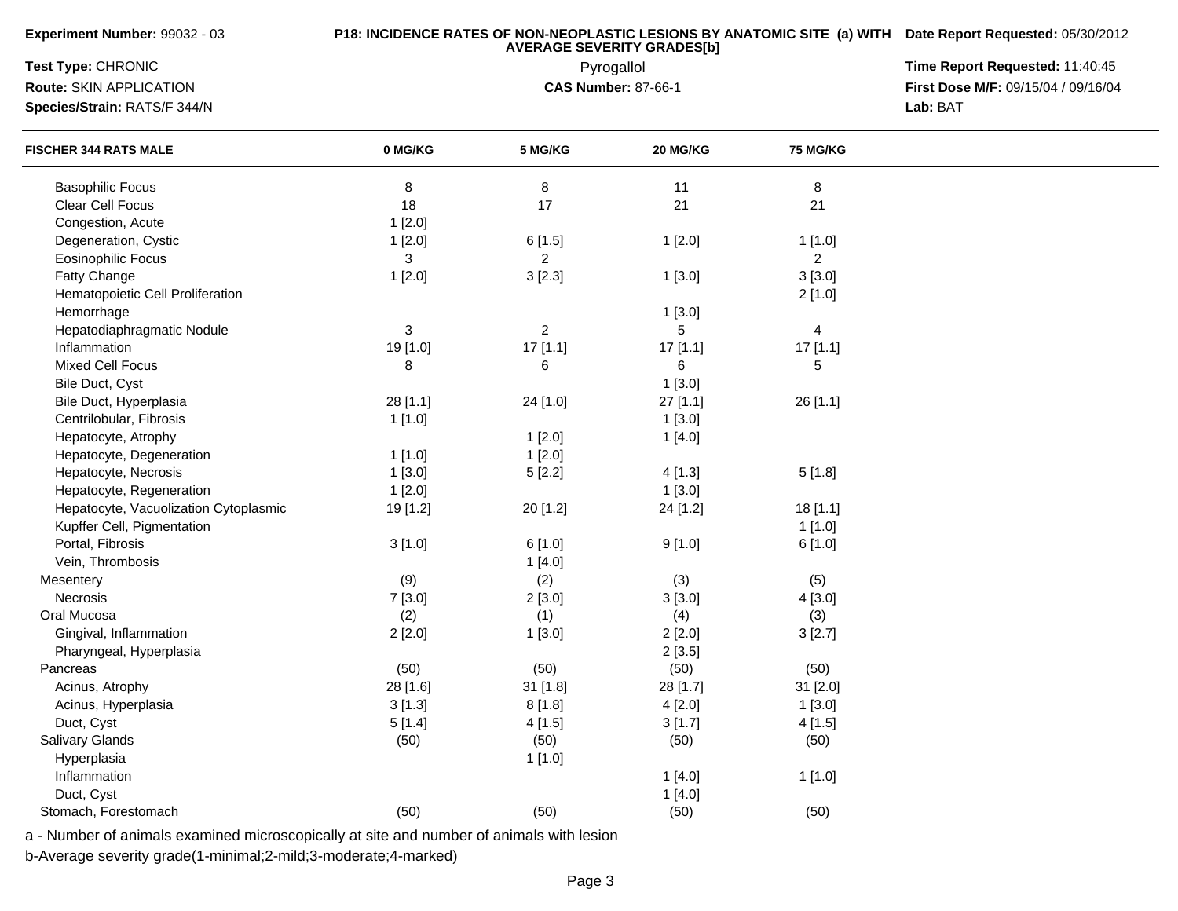Experiment Number: 99032 - 03

Test Type: CHRONIC

Route: SKIN APPLICATION

Species/Strain: RATS/F 344/N

**P18: INCIDENCE RATES OF NON-NEOPLASTIC LESIONS BY ANATOMIC SITE (a) WITH AVERAGE SEVERITY GRADES[b]**

Pyrogallol

**CAS Number:** 87-66-1

**Date Report Requested:** 05/30/2012

**Time Report Requested:** 11:40:45

**First Dose M/F:** 09/15/04 / 09/16/04

**Lab:** BAT

| FISCHER 344 RATS MALE | 0 MG/KG | 5 MG/KG | 20 MG/KG | 75 MG/KG |
|---|---|---|---|---|
| Basophilic Focus | 8 | 8 | 11 | 8 |
| Clear Cell Focus | 18 | 17 | 21 | 21 |
| Congestion, Acute | 1 [2.0] | | | |
| Degeneration, Cystic | 1 [2.0] | 6 [1.5] | 1 [2.0] | 1 [1.0] |
| Eosinophilic Focus | 3 | 2 | | 2 |
| Fatty Change | 1 [2.0] | 3 [2.3] | 1 [3.0] | 3 [3.0] |
| Hematopoietic Cell Proliferation | | | | 2 [1.0] |
| Hemorrhage | | | 1 [3.0] | |
| Hepatodiaphragmatic Nodule | 3 | 2 | 5 | 4 |
| Inflammation | 19 [1.0] | 17 [1.1] | 17 [1.1] | 17 [1.1] |
| Mixed Cell Focus | 8 | 6 | 6 | 5 |
| Bile Duct, Cyst | | | 1 [3.0] | |
| Bile Duct, Hyperplasia | 28 [1.1] | 24 [1.0] | 27 [1.1] | 26 [1.1] |
| Centrilobular, Fibrosis | 1 [1.0] | | 1 [3.0] | |
| Hepatocyte, Atrophy | | 1 [2.0] | 1 [4.0] | |
| Hepatocyte, Degeneration | 1 [1.0] | 1 [2.0] | | |
| Hepatocyte, Necrosis | 1 [3.0] | 5 [2.2] | 4 [1.3] | 5 [1.8] |
| Hepatocyte, Regeneration | 1 [2.0] | | 1 [3.0] | |
| Hepatocyte, Vacuolization Cytoplasmic | 19 [1.2] | 20 [1.2] | 24 [1.2] | 18 [1.1] |
| Kupffer Cell, Pigmentation | | | | 1 [1.0] |
| Portal, Fibrosis | 3 [1.0] | 6 [1.0] | 9 [1.0] | 6 [1.0] |
| Vein, Thrombosis | | 1 [4.0] | | |
| Mesentery | (9) | (2) | (3) | (5) |
| Necrosis | 7 [3.0] | 2 [3.0] | 3 [3.0] | 4 [3.0] |
| Oral Mucosa | (2) | (1) | (4) | (3) |
| Gingival, Inflammation | 2 [2.0] | 1 [3.0] | 2 [2.0] | 3 [2.7] |
| Pharyngeal, Hyperplasia | | | 2 [3.5] | |
| Pancreas | (50) | (50) | (50) | (50) |
| Acinus, Atrophy | 28 [1.6] | 31 [1.8] | 28 [1.7] | 31 [2.0] |
| Acinus, Hyperplasia | 3 [1.3] | 8 [1.8] | 4 [2.0] | 1 [3.0] |
| Duct, Cyst | 5 [1.4] | 4 [1.5] | 3 [1.7] | 4 [1.5] |
| Salivary Glands | (50) | (50) | (50) | (50) |
| Hyperplasia | | 1 [1.0] | | |
| Inflammation | | | 1 [4.0] | 1 [1.0] |
| Duct, Cyst | | | 1 [4.0] | |
| Stomach, Forestomach | (50) | (50) | (50) | (50) |

a - Number of animals examined microscopically at site and number of animals with lesion

b-Average severity grade(1-minimal;2-mild;3-moderate;4-marked)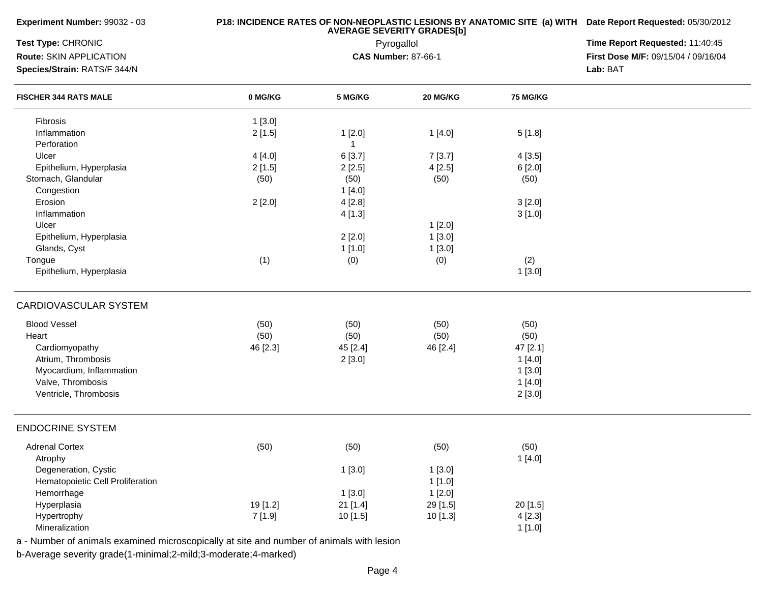**Experiment Number:** 99032 - 03

**Test Type:** CHRONIC

**Route:** SKIN APPLICATION

**Species/Strain:** RATS/F 344/N

**P18: INCIDENCE RATES OF NON-NEOPLASTIC LESIONS BY ANATOMIC SITE (a) WITH AVERAGE SEVERITY GRADES[b]**

Pyrogallol

**CAS Number:** 87-66-1

**Date Report Requested:** 05/30/2012

**Time Report Requested:** 11:40:45

**First Dose M/F:** 09/15/04 / 09/16/04

**Lab:** BAT

| FISCHER 344 RATS MALE | 0 MG/KG | 5 MG/KG | 20 MG/KG | 75 MG/KG |
|---|---|---|---|---|
| Fibrosis | 1 [3.0] | | | |
| Inflammation | 2 [1.5] | 1 [2.0] | 1 [4.0] | 5 [1.8] |
| Perforation | | 1 | | |
| Ulcer | 4 [4.0] | 6 [3.7] | 7 [3.7] | 4 [3.5] |
| Epithelium, Hyperplasia | 2 [1.5] | 2 [2.5] | 4 [2.5] | 6 [2.0] |
| Stomach, Glandular | (50) | (50) | (50) | (50) |
| Congestion | | 1 [4.0] | | |
| Erosion | 2 [2.0] | 4 [2.8] | | 3 [2.0] |
| Inflammation | | 4 [1.3] | | 3 [1.0] |
| Ulcer | | | 1 [2.0] | |
| Epithelium, Hyperplasia | | 2 [2.0] | 1 [3.0] | |
| Glands, Cyst | | 1 [1.0] | 1 [3.0] | |
| Tongue | (1) | (0) | (0) | (2) |
| Epithelium, Hyperplasia | | | | 1 [3.0] |
| **CARDIOVASCULAR SYSTEM** | | | | |
| Blood Vessel | (50) | (50) | (50) | (50) |
| Heart | (50) | (50) | (50) | (50) |
| Cardiomyopathy | 46 [2.3] | 45 [2.4] | 46 [2.4] | 47 [2.1] |
| Atrium, Thrombosis | | 2 [3.0] | | 1 [4.0] |
| Myocardium, Inflammation | | | | 1 [3.0] |
| Valve, Thrombosis | | | | 1 [4.0] |
| Ventricle, Thrombosis | | | | 2 [3.0] |
| **ENDOCRINE SYSTEM** | | | | |
| Adrenal Cortex | (50) | (50) | (50) | (50) |
| Atrophy | | | | 1 [4.0] |
| Degeneration, Cystic | | 1 [3.0] | 1 [3.0] | |
| Hematopoietic Cell Proliferation | | | 1 [1.0] | |
| Hemorrhage | | 1 [3.0] | 1 [2.0] | |
| Hyperplasia | 19 [1.2] | 21 [1.4] | 29 [1.5] | 20 [1.5] |
| Hypertrophy | 7 [1.9] | 10 [1.5] | 10 [1.3] | 4 [2.3] |
| Mineralization | | | | 1 [1.0] |

a - Number of animals examined microscopically at site and number of animals with lesion

b-Average severity grade(1-minimal;2-mild;3-moderate;4-marked)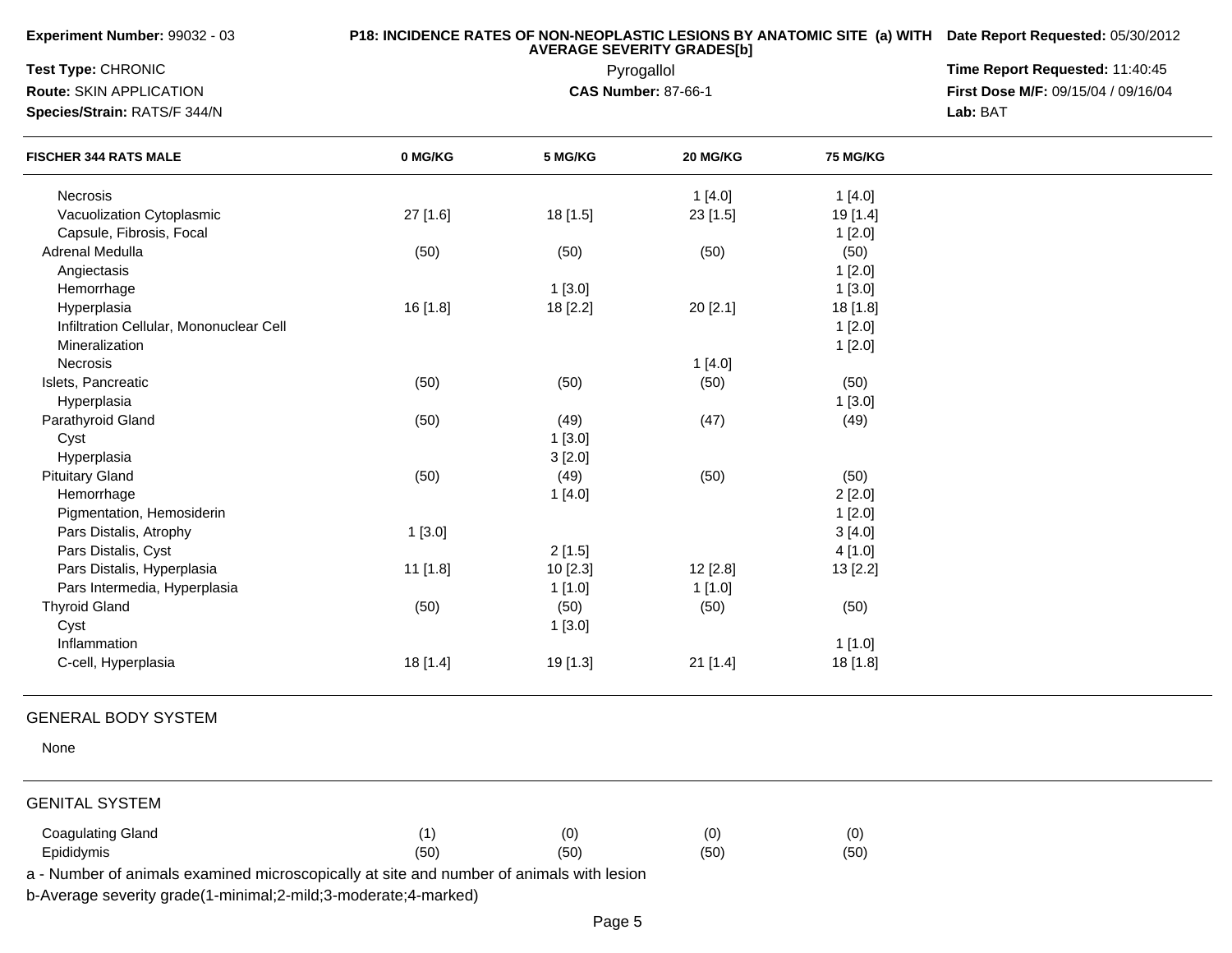**Experiment Number:** 99032 - 03

**Test Type:** CHRONIC

**Route:** SKIN APPLICATION

**Species/Strain:** RATS/F 344/N

**P18: INCIDENCE RATES OF NON-NEOPLASTIC LESIONS BY ANATOMIC SITE (a) WITH AVERAGE SEVERITY GRADES[b]**

Pyrogallol

**CAS Number:** 87-66-1

**Date Report Requested:** 05/30/2012

**Time Report Requested:** 11:40:45

**First Dose M/F:** 09/15/04 / 09/16/04

**Lab:** BAT

| FISCHER 344 RATS MALE | 0 MG/KG | 5 MG/KG | 20 MG/KG | 75 MG/KG |
|---|---|---|---|---|
| Necrosis | | | 1 [4.0] | 1 [4.0] |
| Vacuolization Cytoplasmic | 27 [1.6] | 18 [1.5] | 23 [1.5] | 19 [1.4] |
| Capsule, Fibrosis, Focal | | | | 1 [2.0] |
| Adrenal Medulla | (50) | (50) | (50) | (50) |
| Angiectasis | | | | 1 [2.0] |
| Hemorrhage | | 1 [3.0] | | 1 [3.0] |
| Hyperplasia | 16 [1.8] | 18 [2.2] | 20 [2.1] | 18 [1.8] |
| Infiltration Cellular, Mononuclear Cell | | | | 1 [2.0] |
| Mineralization | | | | 1 [2.0] |
| Necrosis | | | 1 [4.0] | |
| Islets, Pancreatic | (50) | (50) | (50) | (50) |
| Hyperplasia | | | | 1 [3.0] |
| Parathyroid Gland | (50) | (49) | (47) | (49) |
| Cyst | | 1 [3.0] | | |
| Hyperplasia | | 3 [2.0] | | |
| Pituitary Gland | (50) | (49) | (50) | (50) |
| Hemorrhage | | 1 [4.0] | | 2 [2.0] |
| Pigmentation, Hemosiderin | | | | 1 [2.0] |
| Pars Distalis, Atrophy | 1 [3.0] | | | 3 [4.0] |
| Pars Distalis, Cyst | | 2 [1.5] | | 4 [1.0] |
| Pars Distalis, Hyperplasia | 11 [1.8] | 10 [2.3] | 12 [2.8] | 13 [2.2] |
| Pars Intermedia, Hyperplasia | | 1 [1.0] | 1 [1.0] | |
| Thyroid Gland | (50) | (50) | (50) | (50) |
| Cyst | | 1 [3.0] | | |
| Inflammation | | | | 1 [1.0] |
| C-cell, Hyperplasia | 18 [1.4] | 19 [1.3] | 21 [1.4] | 18 [1.8] |

GENERAL BODY SYSTEM

None

GENITAL SYSTEM

| | | | | |
|---|---|---|---|---|
| Coagulating Gland | (1) | (0) | (0) | (0) |
| Epididymis | (50) | (50) | (50) | (50) |

a - Number of animals examined microscopically at site and number of animals with lesion

b-Average severity grade(1-minimal;2-mild;3-moderate;4-marked)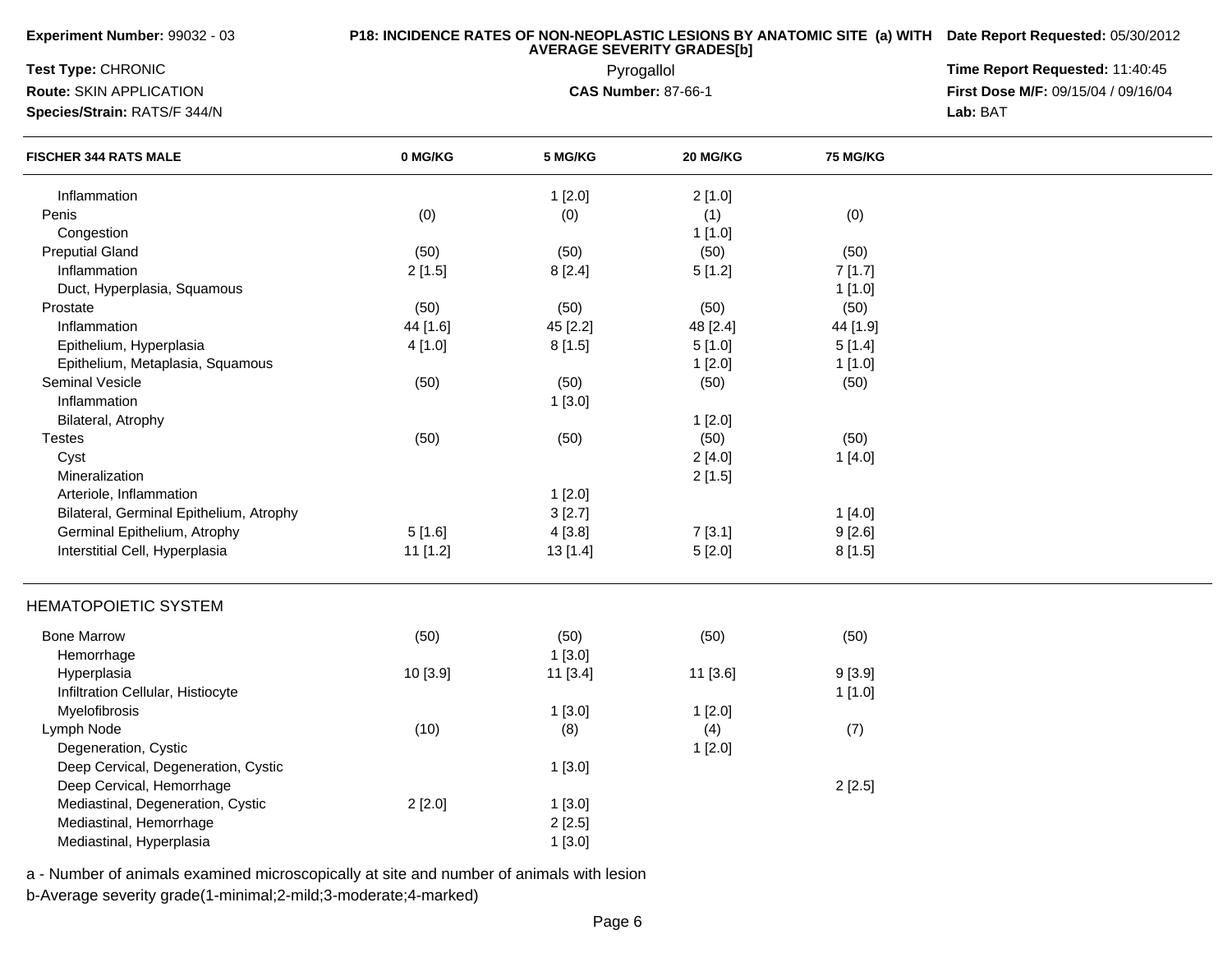**Experiment Number:** 99032 - 03

**Test Type:** CHRONIC

**Route:** SKIN APPLICATION

**Species/Strain:** RATS/F 344/N

**P18: INCIDENCE RATES OF NON-NEOPLASTIC LESIONS BY ANATOMIC SITE (a) WITH AVERAGE SEVERITY GRADES[b]**

Pyrogallol

**CAS Number:** 87-66-1

**Date Report Requested:** 05/30/2012

**Time Report Requested:** 11:40:45

**First Dose M/F:** 09/15/04 / 09/16/04

**Lab:** BAT

| FISCHER 344 RATS MALE | 0 MG/KG | 5 MG/KG | 20 MG/KG | 75 MG/KG |
|---|---|---|---|---|
| Inflammation | | 1 [2.0] | 2 [1.0] | |
| Penis | (0) | (0) | (1) | (0) |
| Congestion | | | 1 [1.0] | |
| Preputial Gland | (50) | (50) | (50) | (50) |
| Inflammation | 2 [1.5] | 8 [2.4] | 5 [1.2] | 7 [1.7] |
| Duct, Hyperplasia, Squamous | | | | 1 [1.0] |
| Prostate | (50) | (50) | (50) | (50) |
| Inflammation | 44 [1.6] | 45 [2.2] | 48 [2.4] | 44 [1.9] |
| Epithelium, Hyperplasia | 4 [1.0] | 8 [1.5] | 5 [1.0] | 5 [1.4] |
| Epithelium, Metaplasia, Squamous | | | 1 [2.0] | 1 [1.0] |
| Seminal Vesicle | (50) | (50) | (50) | (50) |
| Inflammation | | 1 [3.0] | | |
| Bilateral, Atrophy | | | 1 [2.0] | |
| Testes | (50) | (50) | (50) | (50) |
| Cyst | | | 2 [4.0] | 1 [4.0] |
| Mineralization | | | 2 [1.5] | |
| Arteriole, Inflammation | | 1 [2.0] | | |
| Bilateral, Germinal Epithelium, Atrophy | | 3 [2.7] | | 1 [4.0] |
| Germinal Epithelium, Atrophy | 5 [1.6] | 4 [3.8] | 7 [3.1] | 9 [2.6] |
| Interstitial Cell, Hyperplasia | 11 [1.2] | 13 [1.4] | 5 [2.0] | 8 [1.5] |
| **HEMATOPOIETIC SYSTEM** | | | | |
| Bone Marrow | (50) | (50) | (50) | (50) |
| Hemorrhage | | 1 [3.0] | | |
| Hyperplasia | 10 [3.9] | 11 [3.4] | 11 [3.6] | 9 [3.9] |
| Infiltration Cellular, Histiocyte | | | | 1 [1.0] |
| Myelofibrosis | | 1 [3.0] | 1 [2.0] | |
| Lymph Node | (10) | (8) | (4) | (7) |
| Degeneration, Cystic | | | 1 [2.0] | |
| Deep Cervical, Degeneration, Cystic | | 1 [3.0] | | |
| Deep Cervical, Hemorrhage | | | | 2 [2.5] |
| Mediastinal, Degeneration, Cystic | 2 [2.0] | 1 [3.0] | | |
| Mediastinal, Hemorrhage | | 2 [2.5] | | |
| Mediastinal, Hyperplasia | | 1 [3.0] | | |

a - Number of animals examined microscopically at site and number of animals with lesion

b-Average severity grade(1-minimal;2-mild;3-moderate;4-marked)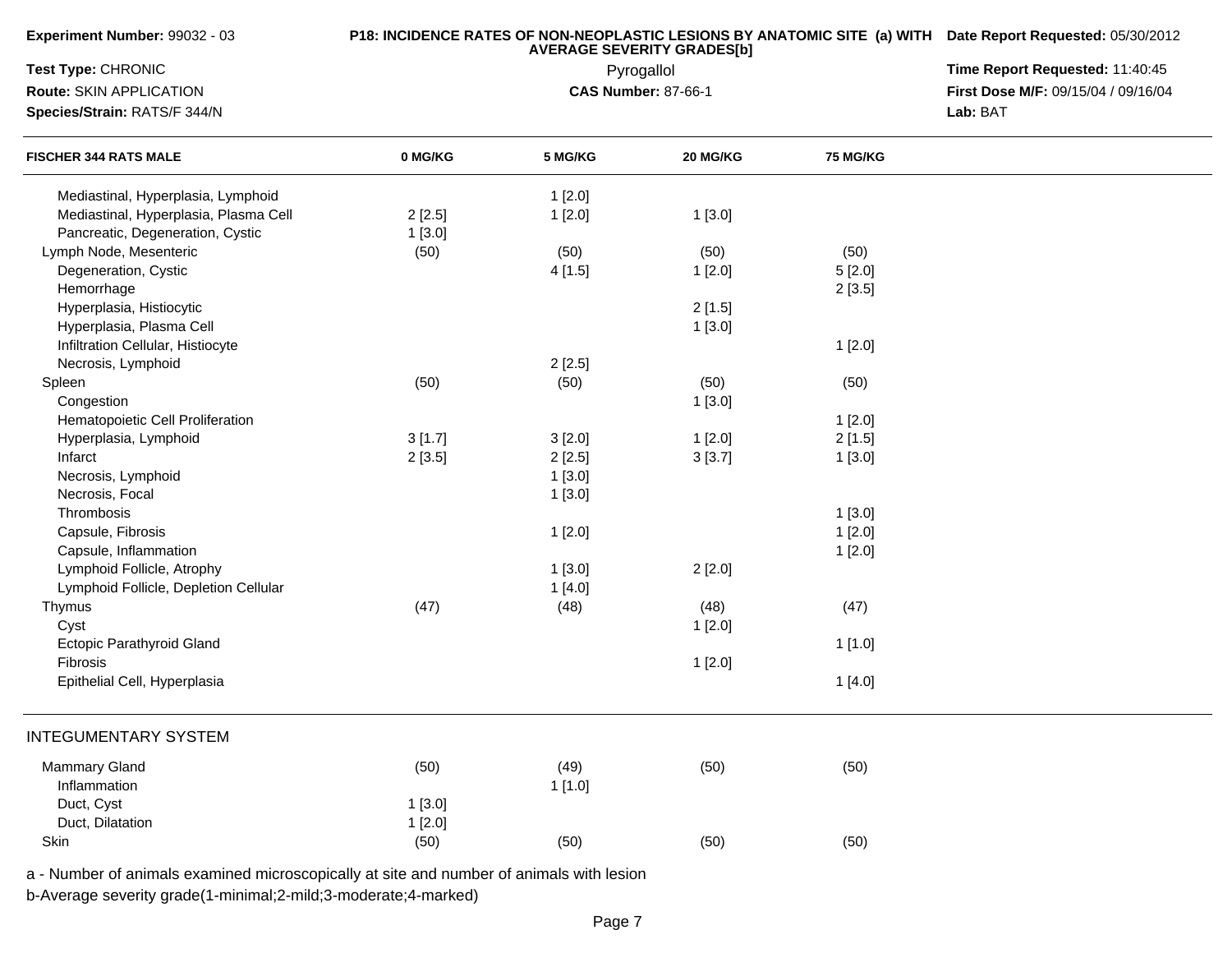| FISCHER 344 RATS MALE | 0 MG/KG | 5 MG/KG | 20 MG/KG | 75 MG/KG |
|---|---|---|---|---|
| Mediastinal, Hyperplasia, Lymphoid | | 1 [2.0] | | |
| Mediastinal, Hyperplasia, Plasma Cell | 2 [2.5] | 1 [2.0] | 1 [3.0] | |
| Pancreatic, Degeneration, Cystic | 1 [3.0] | | | |
| Lymph Node, Mesenteric | (50) | (50) | (50) | (50) |
| Degeneration, Cystic | | 4 [1.5] | 1 [2.0] | 5 [2.0] |
| Hemorrhage | | | | 2 [3.5] |
| Hyperplasia, Histiocytic | | | 2 [1.5] | |
| Hyperplasia, Plasma Cell | | | 1 [3.0] | |
| Infiltration Cellular, Histiocyte | | | | 1 [2.0] |
| Necrosis, Lymphoid | | 2 [2.5] | | |
| Spleen | (50) | (50) | (50) | (50) |
| Congestion | | | 1 [3.0] | |
| Hematopoietic Cell Proliferation | | | | 1 [2.0] |
| Hyperplasia, Lymphoid | 3 [1.7] | 3 [2.0] | 1 [2.0] | 2 [1.5] |
| Infarct | 2 [3.5] | 2 [2.5] | 3 [3.7] | 1 [3.0] |
| Necrosis, Lymphoid | | 1 [3.0] | | |
| Necrosis, Focal | | 1 [3.0] | | |
| Thrombosis | | | | 1 [3.0] |
| Capsule, Fibrosis | | 1 [2.0] | | 1 [2.0] |
| Capsule, Inflammation | | | | 1 [2.0] |
| Lymphoid Follicle, Atrophy | | 1 [3.0] | 2 [2.0] | |
| Lymphoid Follicle, Depletion Cellular | | 1 [4.0] | | |
| Thymus | (47) | (48) | (48) | (47) |
| Cyst | | | 1 [2.0] | |
| Ectopic Parathyroid Gland | | | | 1 [1.0] |
| Fibrosis | | | 1 [2.0] | |
| Epithelial Cell, Hyperplasia | | | | 1 [4.0] |
| **INTEGUMENTARY SYSTEM** | | | | |
| Mammary Gland | (50) | (49) | (50) | (50) |
| Inflammation | | 1 [1.0] | | |
| Duct, Cyst | 1 [3.0] | | | |
| Duct, Dilatation | 1 [2.0] | | | |
| Skin | (50) | (50) | (50) | (50) |

a - Number of animals examined microscopically at site and number of animals with lesion
b-Average severity grade(1-minimal;2-mild;3-moderate;4-marked)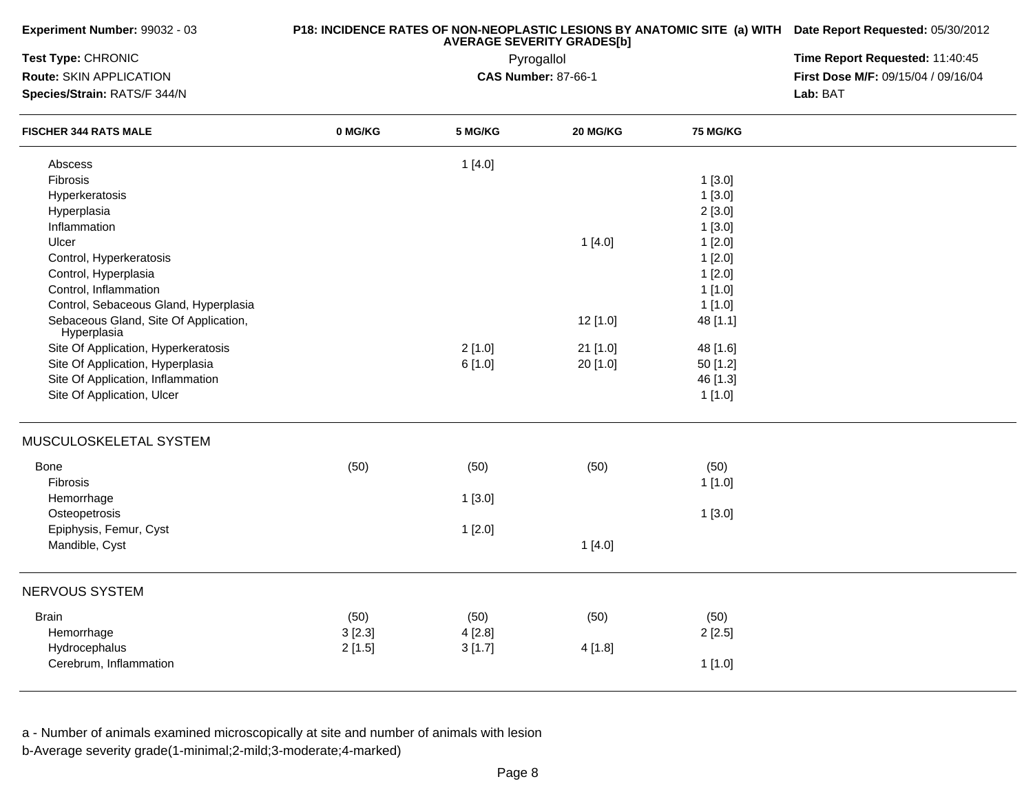**Experiment Number:** 99032 - 03
**Test Type:** CHRONIC
**Route:** SKIN APPLICATION
**Species/Strain:** RATS/F 344/N

**P18: INCIDENCE RATES OF NON-NEOPLASTIC LESIONS BY ANATOMIC SITE (a) WITH AVERAGE SEVERITY GRADES[b]**
Pyrogallol
**CAS Number:** 87-66-1

**Date Report Requested:** 05/30/2012
**Time Report Requested:** 11:40:45
**First Dose M/F:** 09/15/04 / 09/16/04
**Lab:** BAT

| FISCHER 344 RATS MALE | 0 MG/KG | 5 MG/KG | 20 MG/KG | 75 MG/KG |
|---|---|---|---|---|
| Abscess | | 1 [4.0] | | |
| Fibrosis | | | | 1 [3.0] |
| Hyperkeratosis | | | | 1 [3.0] |
| Hyperplasia | | | | 2 [3.0] |
| Inflammation | | | | 1 [3.0] |
| Ulcer | | | 1 [4.0] | 1 [2.0] |
| Control, Hyperkeratosis | | | | 1 [2.0] |
| Control, Hyperplasia | | | | 1 [2.0] |
| Control, Inflammation | | | | 1 [1.0] |
| Control, Sebaceous Gland, Hyperplasia | | | | 1 [1.0] |
| Sebaceous Gland, Site Of Application, Hyperplasia | | | 12 [1.0] | 48 [1.1] |
| Site Of Application, Hyperkeratosis | | 2 [1.0] | 21 [1.0] | 48 [1.6] |
| Site Of Application, Hyperplasia | | 6 [1.0] | 20 [1.0] | 50 [1.2] |
| Site Of Application, Inflammation | | | | 46 [1.3] |
| Site Of Application, Ulcer | | | | 1 [1.0] |
| **MUSCULOSKELETAL SYSTEM** | | | | |
| Bone | (50) | (50) | (50) | (50) |
| Fibrosis | | | | 1 [1.0] |
| Hemorrhage | | 1 [3.0] | | |
| Osteopetrosis | | | | 1 [3.0] |
| Epiphysis, Femur, Cyst | | 1 [2.0] | | |
| Mandible, Cyst | | | 1 [4.0] | |
| **NERVOUS SYSTEM** | | | | |
| Brain | (50) | (50) | (50) | (50) |
| Hemorrhage | 3 [2.3] | 4 [2.8] | | 2 [2.5] |
| Hydrocephalus | 2 [1.5] | 3 [1.7] | 4 [1.8] | |
| Cerebrum, Inflammation | | | | 1 [1.0] |

a - Number of animals examined microscopically at site and number of animals with lesion
b-Average severity grade(1-minimal;2-mild;3-moderate;4-marked)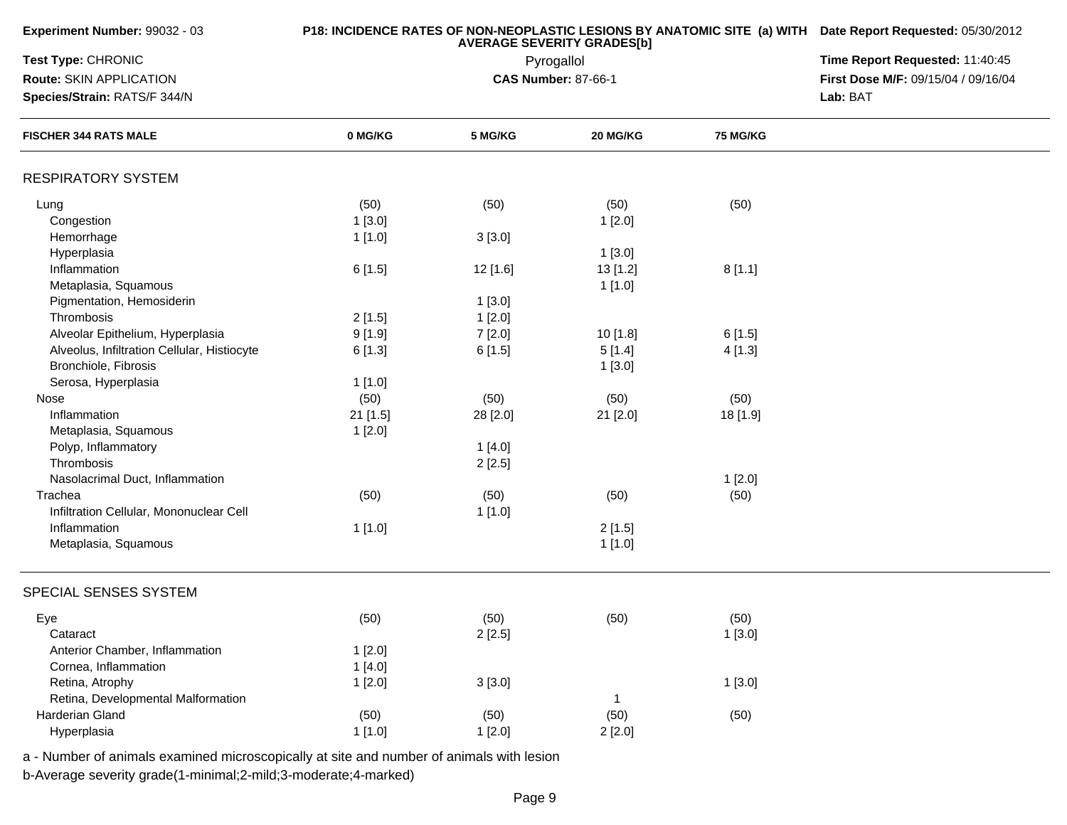**Experiment Number:** 99032 - 03

**Test Type:** CHRONIC

**Route:** SKIN APPLICATION

**Species/Strain:** RATS/F 344/N

**P18: INCIDENCE RATES OF NON-NEOPLASTIC LESIONS BY ANATOMIC SITE (a) WITH AVERAGE SEVERITY GRADES[b]**

Pyrogallol

**CAS Number:** 87-66-1

**Date Report Requested:** 05/30/2012

**Time Report Requested:** 11:40:45

**First Dose M/F:** 09/15/04 / 09/16/04

**Lab:** BAT

| FISCHER 344 RATS MALE | 0 MG/KG | 5 MG/KG | 20 MG/KG | 75 MG/KG |
|---|---|---|---|---|
| **RESPIRATORY SYSTEM** | | | | |
| Lung | (50) | (50) | (50) | (50) |
| Congestion | 1 [3.0] | | 1 [2.0] | |
| Hemorrhage | 1 [1.0] | 3 [3.0] | | |
| Hyperplasia | | | 1 [3.0] | |
| Inflammation | 6 [1.5] | 12 [1.6] | 13 [1.2] | 8 [1.1] |
| Metaplasia, Squamous | | | 1 [1.0] | |
| Pigmentation, Hemosiderin | | 1 [3.0] | | |
| Thrombosis | 2 [1.5] | 1 [2.0] | | |
| Alveolar Epithelium, Hyperplasia | 9 [1.9] | 7 [2.0] | 10 [1.8] | 6 [1.5] |
| Alveolus, Infiltration Cellular, Histiocyte | 6 [1.3] | 6 [1.5] | 5 [1.4] | 4 [1.3] |
| Bronchiole, Fibrosis | | | 1 [3.0] | |
| Serosa, Hyperplasia | 1 [1.0] | | | |
| Nose | (50) | (50) | (50) | (50) |
| Inflammation | 21 [1.5] | 28 [2.0] | 21 [2.0] | 18 [1.9] |
| Metaplasia, Squamous | 1 [2.0] | | | |
| Polyp, Inflammatory | | 1 [4.0] | | |
| Thrombosis | | 2 [2.5] | | |
| Nasolacrimal Duct, Inflammation | | | | 1 [2.0] |
| Trachea | (50) | (50) | (50) | (50) |
| Infiltration Cellular, Mononuclear Cell | | 1 [1.0] | | |
| Inflammation | 1 [1.0] | | 2 [1.5] | |
| Metaplasia, Squamous | | | 1 [1.0] | |
| **SPECIAL SENSES SYSTEM** | | | | |
| Eye | (50) | (50) | (50) | (50) |
| Cataract | | 2 [2.5] | | 1 [3.0] |
| Anterior Chamber, Inflammation | 1 [2.0] | | | |
| Cornea, Inflammation | 1 [4.0] | | | |
| Retina, Atrophy | 1 [2.0] | 3 [3.0] | | 1 [3.0] |
| Retina, Developmental Malformation | | | 1 | |
| Harderian Gland | (50) | (50) | (50) | (50) |
| Hyperplasia | 1 [1.0] | 1 [2.0] | 2 [2.0] | |

a - Number of animals examined microscopically at site and number of animals with lesion

b-Average severity grade(1-minimal;2-mild;3-moderate;4-marked)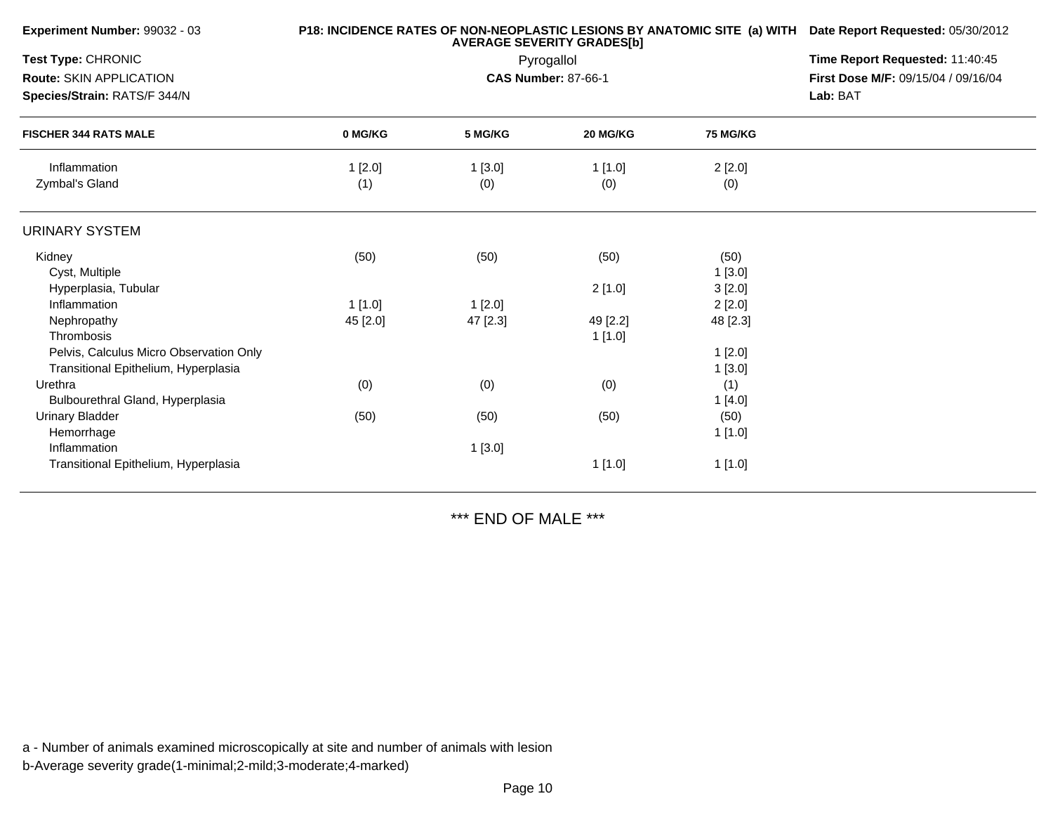**Experiment Number:** 99032 - 03

**Test Type:** CHRONIC

**Route:** SKIN APPLICATION

**Species/Strain:** RATS/F 344/N

**P18: INCIDENCE RATES OF NON-NEOPLASTIC LESIONS BY ANATOMIC SITE (a) WITH AVERAGE SEVERITY GRADES[b]**

Pyrogallol

**CAS Number:** 87-66-1

**Date Report Requested:** 05/30/2012

**Time Report Requested:** 11:40:45

**First Dose M/F:** 09/15/04 / 09/16/04

**Lab:** BAT

| FISCHER 344 RATS MALE | 0 MG/KG | 5 MG/KG | 20 MG/KG | 75 MG/KG |
|---|---|---|---|---|
| Inflammation | 1 [2.0] | 1 [3.0] | 1 [1.0] | 2 [2.0] |
| Zymbal's Gland | (1) | (0) | (0) | (0) |
| URINARY SYSTEM | | | | |
| Kidney | (50) | (50) | (50) | (50) |
| Cyst, Multiple | | | | 1 [3.0] |
| Hyperplasia, Tubular | | | 2 [1.0] | 3 [2.0] |
| Inflammation | 1 [1.0] | 1 [2.0] | | 2 [2.0] |
| Nephropathy | 45 [2.0] | 47 [2.3] | 49 [2.2] | 48 [2.3] |
| Thrombosis | | | 1 [1.0] | |
| Pelvis, Calculus Micro Observation Only | | | | 1 [2.0] |
| Transitional Epithelium, Hyperplasia | | | | 1 [3.0] |
| Urethra | (0) | (0) | (0) | (1) |
| Bulbourethral Gland, Hyperplasia | | | | 1 [4.0] |
| Urinary Bladder | (50) | (50) | (50) | (50) |
| Hemorrhage | | | | 1 [1.0] |
| Inflammation | | 1 [3.0] | | |
| Transitional Epithelium, Hyperplasia | | | 1 [1.0] | 1 [1.0] |

*** END OF MALE ***

a - Number of animals examined microscopically at site and number of animals with lesion

b-Average severity grade(1-minimal;2-mild;3-moderate;4-marked)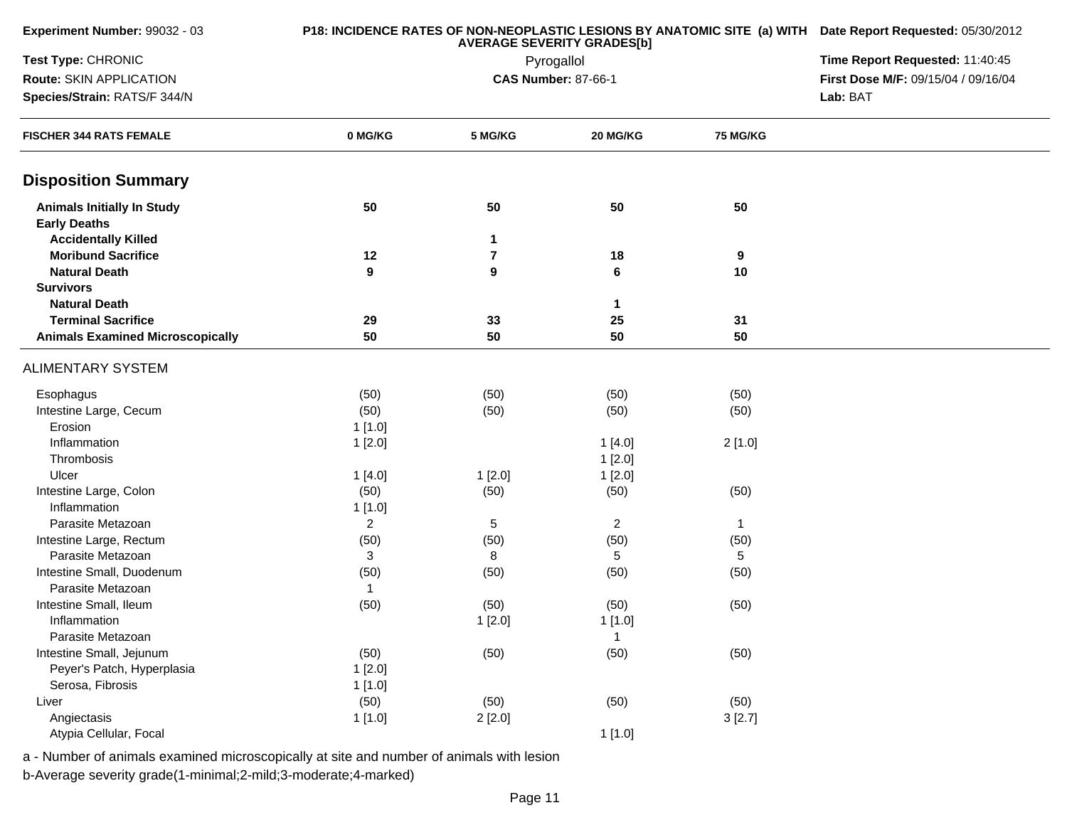**Experiment Number:** 99032 - 03

**Test Type:** CHRONIC

**Route:** SKIN APPLICATION

**Species/Strain:** RATS/F 344/N

**P18: INCIDENCE RATES OF NON-NEOPLASTIC LESIONS BY ANATOMIC SITE (a) WITH AVERAGE SEVERITY GRADES[b]**

Pyrogallol

**CAS Number:** 87-66-1

**Date Report Requested:** 05/30/2012

**Time Report Requested:** 11:40:45

**First Dose M/F:** 09/15/04 / 09/16/04

**Lab:** BAT

| FISCHER 344 RATS FEMALE | 0 MG/KG | 5 MG/KG | 20 MG/KG | 75 MG/KG |
|---|---|---|---|---|
| **Disposition Summary** | | | | |
| **Animals Initially In Study** | **50** | **50** | **50** | **50** |
| **Early Deaths** | | | | |
| **Accidentally Killed** | | **1** | | |
| **Moribund Sacrifice** | **12** | **7** | **18** | **9** |
| **Natural Death** | **9** | **9** | **6** | **10** |
| **Survivors** | | | | |
| **Natural Death** | | | **1** | |
| **Terminal Sacrifice** | **29** | **33** | **25** | **31** |
| **Animals Examined Microscopically** | **50** | **50** | **50** | **50** |
| ALIMENTARY SYSTEM | | | | |
| Esophagus | (50) | (50) | (50) | (50) |
| Intestine Large, Cecum | (50) | (50) | (50) | (50) |
| Erosion | 1 [1.0] | | | |
| Inflammation | 1 [2.0] | | 1 [4.0] | 2 [1.0] |
| Thrombosis | | | 1 [2.0] | |
| Ulcer | 1 [4.0] | 1 [2.0] | 1 [2.0] | |
| Intestine Large, Colon | (50) | (50) | (50) | (50) |
| Inflammation | 1 [1.0] | | | |
| Parasite Metazoan | 2 | 5 | 2 | 1 |
| Intestine Large, Rectum | (50) | (50) | (50) | (50) |
| Parasite Metazoan | 3 | 8 | 5 | 5 |
| Intestine Small, Duodenum | (50) | (50) | (50) | (50) |
| Parasite Metazoan | 1 | | | |
| Intestine Small, Ileum | (50) | (50) | (50) | (50) |
| Inflammation | | 1 [2.0] | 1 [1.0] | |
| Parasite Metazoan | | | 1 | |
| Intestine Small, Jejunum | (50) | (50) | (50) | (50) |
| Peyer's Patch, Hyperplasia | 1 [2.0] | | | |
| Serosa, Fibrosis | 1 [1.0] | | | |
| Liver | (50) | (50) | (50) | (50) |
| Angiectasis | 1 [1.0] | 2 [2.0] | | 3 [2.7] |
| Atypia Cellular, Focal | | | 1 [1.0] | |

a - Number of animals examined microscopically at site and number of animals with lesion

b-Average severity grade(1-minimal;2-mild;3-moderate;4-marked)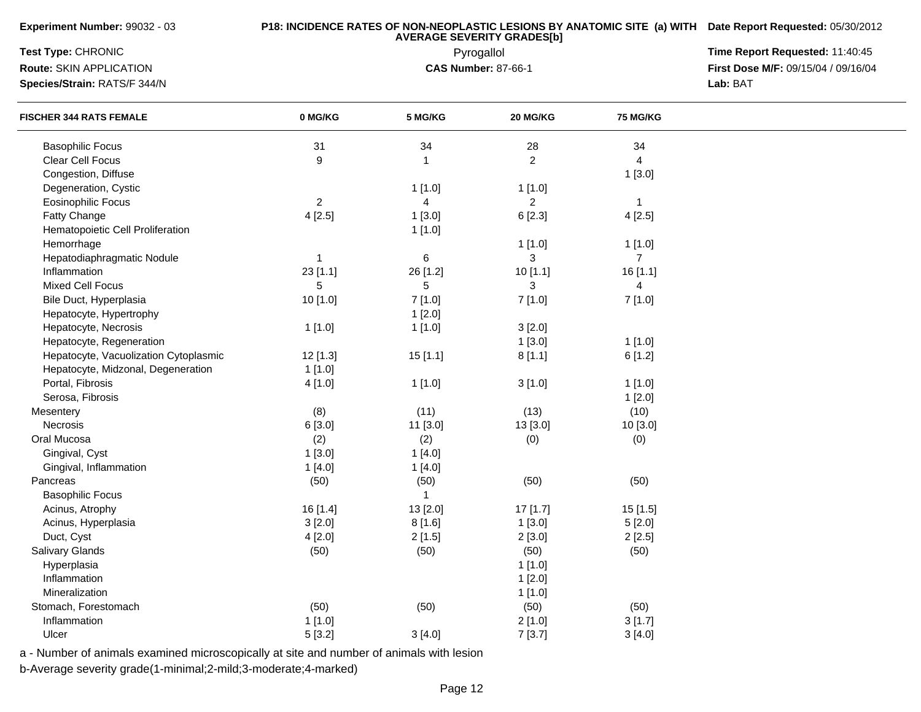**Experiment Number:** 99032 - 03
**Test Type:** CHRONIC
**Route:** SKIN APPLICATION
**Species/Strain:** RATS/F 344/N

**P18: INCIDENCE RATES OF NON-NEOPLASTIC LESIONS BY ANATOMIC SITE (a) WITH AVERAGE SEVERITY GRADES[b]**
Pyrogallol
**CAS Number:** 87-66-1

**Date Report Requested:** 05/30/2012
**Time Report Requested:** 11:40:45
**First Dose M/F:** 09/15/04 / 09/16/04
**Lab:** BAT

| FISCHER 344 RATS FEMALE | 0 MG/KG | 5 MG/KG | 20 MG/KG | 75 MG/KG |
|---|---|---|---|---|
| Basophilic Focus | 31 | 34 | 28 | 34 |
| Clear Cell Focus | 9 | 1 | 2 | 4 |
| Congestion, Diffuse | | | | 1 [3.0] |
| Degeneration, Cystic | | 1 [1.0] | 1 [1.0] | |
| Eosinophilic Focus | 2 | 4 | 2 | 1 |
| Fatty Change | 4 [2.5] | 1 [3.0] | 6 [2.3] | 4 [2.5] |
| Hematopoietic Cell Proliferation | | 1 [1.0] | | |
| Hemorrhage | | | 1 [1.0] | 1 [1.0] |
| Hepatodiaphragmatic Nodule | 1 | 6 | 3 | 7 |
| Inflammation | 23 [1.1] | 26 [1.2] | 10 [1.1] | 16 [1.1] |
| Mixed Cell Focus | 5 | 5 | 3 | 4 |
| Bile Duct, Hyperplasia | 10 [1.0] | 7 [1.0] | 7 [1.0] | 7 [1.0] |
| Hepatocyte, Hypertrophy | | 1 [2.0] | | |
| Hepatocyte, Necrosis | 1 [1.0] | 1 [1.0] | 3 [2.0] | |
| Hepatocyte, Regeneration | | | 1 [3.0] | 1 [1.0] |
| Hepatocyte, Vacuolization Cytoplasmic | 12 [1.3] | 15 [1.1] | 8 [1.1] | 6 [1.2] |
| Hepatocyte, Midzonal, Degeneration | 1 [1.0] | | | |
| Portal, Fibrosis | 4 [1.0] | 1 [1.0] | 3 [1.0] | 1 [1.0] |
| Serosa, Fibrosis | | | | 1 [2.0] |
| Mesentery | (8) | (11) | (13) | (10) |
| Necrosis | 6 [3.0] | 11 [3.0] | 13 [3.0] | 10 [3.0] |
| Oral Mucosa | (2) | (2) | (0) | (0) |
| Gingival, Cyst | 1 [3.0] | 1 [4.0] | | |
| Gingival, Inflammation | 1 [4.0] | 1 [4.0] | | |
| Pancreas | (50) | (50) | (50) | (50) |
| Basophilic Focus | | 1 | | |
| Acinus, Atrophy | 16 [1.4] | 13 [2.0] | 17 [1.7] | 15 [1.5] |
| Acinus, Hyperplasia | 3 [2.0] | 8 [1.6] | 1 [3.0] | 5 [2.0] |
| Duct, Cyst | 4 [2.0] | 2 [1.5] | 2 [3.0] | 2 [2.5] |
| Salivary Glands | (50) | (50) | (50) | (50) |
| Hyperplasia | | | 1 [1.0] | |
| Inflammation | | | 1 [2.0] | |
| Mineralization | | | 1 [1.0] | |
| Stomach, Forestomach | (50) | (50) | (50) | (50) |
| Inflammation | 1 [1.0] | | 2 [1.0] | 3 [1.7] |
| Ulcer | 5 [3.2] | 3 [4.0] | 7 [3.7] | 3 [4.0] |

a - Number of animals examined microscopically at site and number of animals with lesion
b-Average severity grade(1-minimal;2-mild;3-moderate;4-marked)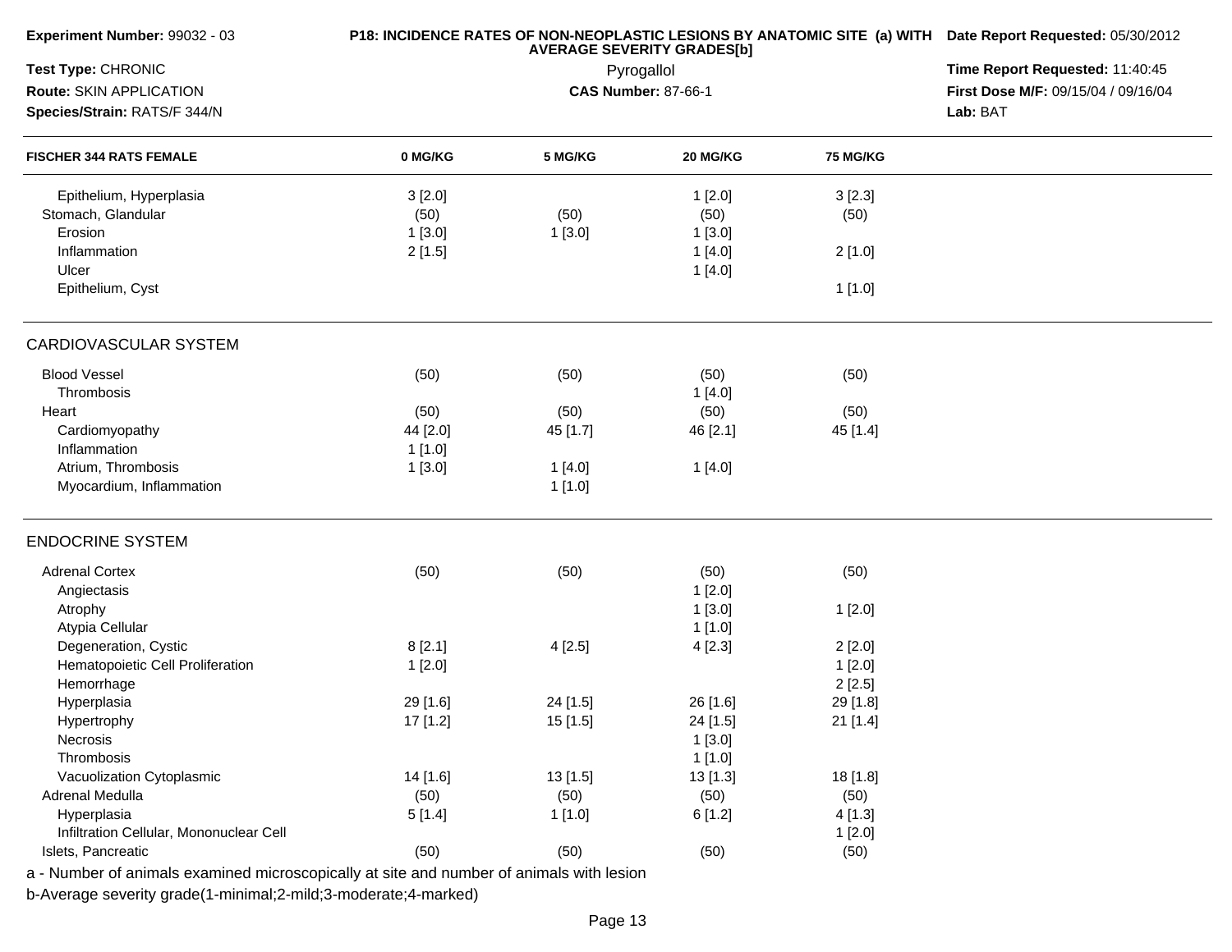**Experiment Number:** 99032 - 03
**Test Type:** CHRONIC
**Route:** SKIN APPLICATION
**Species/Strain:** RATS/F 344/N

**P18: INCIDENCE RATES OF NON-NEOPLASTIC LESIONS BY ANATOMIC SITE (a) WITH AVERAGE SEVERITY GRADES[b]**
Pyrogallol
**CAS Number:** 87-66-1

**Date Report Requested:** 05/30/2012
**Time Report Requested:** 11:40:45
**First Dose M/F:** 09/15/04 / 09/16/04
**Lab:** BAT

| FISCHER 344 RATS FEMALE | 0 MG/KG | 5 MG/KG | 20 MG/KG | 75 MG/KG |
|---|---|---|---|---|
| Epithelium, Hyperplasia | 3 [2.0] | | 1 [2.0] | 3 [2.3] |
| Stomach, Glandular | (50) | (50) | (50) | (50) |
| Erosion | 1 [3.0] | 1 [3.0] | 1 [3.0] | |
| Inflammation | 2 [1.5] | | 1 [4.0] | 2 [1.0] |
| Ulcer | | | 1 [4.0] | |
| Epithelium, Cyst | | | | 1 [1.0] |
| **CARDIOVASCULAR SYSTEM** | | | | |
| Blood Vessel | (50) | (50) | (50) | (50) |
| Thrombosis | | | 1 [4.0] | |
| Heart | (50) | (50) | (50) | (50) |
| Cardiomyopathy | 44 [2.0] | 45 [1.7] | 46 [2.1] | 45 [1.4] |
| Inflammation | 1 [1.0] | | | |
| Atrium, Thrombosis | 1 [3.0] | 1 [4.0] | 1 [4.0] | |
| Myocardium, Inflammation | | 1 [1.0] | | |
| **ENDOCRINE SYSTEM** | | | | |
| Adrenal Cortex | (50) | (50) | (50) | (50) |
| Angiectasis | | | 1 [2.0] | |
| Atrophy | | | 1 [3.0] | 1 [2.0] |
| Atypia Cellular | | | 1 [1.0] | |
| Degeneration, Cystic | 8 [2.1] | 4 [2.5] | 4 [2.3] | 2 [2.0] |
| Hematopoietic Cell Proliferation | 1 [2.0] | | | 1 [2.0] |
| Hemorrhage | | | | 2 [2.5] |
| Hyperplasia | 29 [1.6] | 24 [1.5] | 26 [1.6] | 29 [1.8] |
| Hypertrophy | 17 [1.2] | 15 [1.5] | 24 [1.5] | 21 [1.4] |
| Necrosis | | | 1 [3.0] | |
| Thrombosis | | | 1 [1.0] | |
| Vacuolization Cytoplasmic | 14 [1.6] | 13 [1.5] | 13 [1.3] | 18 [1.8] |
| Adrenal Medulla | (50) | (50) | (50) | (50) |
| Hyperplasia | 5 [1.4] | 1 [1.0] | 6 [1.2] | 4 [1.3] |
| Infiltration Cellular, Mononuclear Cell | | | | 1 [2.0] |
| Islets, Pancreatic | (50) | (50) | (50) | (50) |

a - Number of animals examined microscopically at site and number of animals with lesion

b-Average severity grade(1-minimal;2-mild;3-moderate;4-marked)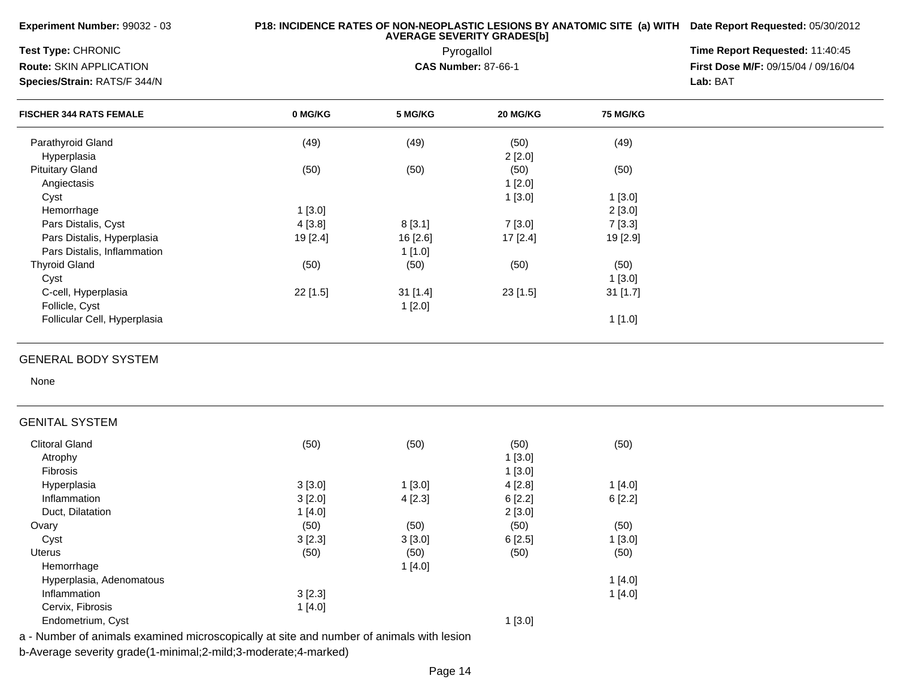**Experiment Number:** 99032 - 03

**Test Type:** CHRONIC

**Route:** SKIN APPLICATION

**Species/Strain:** RATS/F 344/N

**P18: INCIDENCE RATES OF NON-NEOPLASTIC LESIONS BY ANATOMIC SITE (a) WITH AVERAGE SEVERITY GRADES[b]**

Pyrogallol

**CAS Number:** 87-66-1

**Date Report Requested:** 05/30/2012

**Time Report Requested:** 11:40:45

**First Dose M/F:** 09/15/04 / 09/16/04

**Lab:** BAT

| FISCHER 344 RATS FEMALE | 0 MG/KG | 5 MG/KG | 20 MG/KG | 75 MG/KG |
|---|---|---|---|---|
| Parathyroid Gland | (49) | (49) | (50) | (49) |
| Hyperplasia | | | 2 [2.0] | |
| Pituitary Gland | (50) | (50) | (50) | (50) |
| Angiectasis | | | 1 [2.0] | |
| Cyst | | | 1 [3.0] | 1 [3.0] |
| Hemorrhage | 1 [3.0] | | | 2 [3.0] |
| Pars Distalis, Cyst | 4 [3.8] | 8 [3.1] | 7 [3.0] | 7 [3.3] |
| Pars Distalis, Hyperplasia | 19 [2.4] | 16 [2.6] | 17 [2.4] | 19 [2.9] |
| Pars Distalis, Inflammation | | 1 [1.0] | | |
| Thyroid Gland | (50) | (50) | (50) | (50) |
| Cyst | | | | 1 [3.0] |
| C-cell, Hyperplasia | 22 [1.5] | 31 [1.4] | 23 [1.5] | 31 [1.7] |
| Follicle, Cyst | | 1 [2.0] | | |
| Follicular Cell, Hyperplasia | | | | 1 [1.0] |

GENERAL BODY SYSTEM

None

GENITAL SYSTEM

| | | | | |
|---|---|---|---|---|
| Clitoral Gland | (50) | (50) | (50) | (50) |
| Atrophy | | | 1 [3.0] | |
| Fibrosis | | | 1 [3.0] | |
| Hyperplasia | 3 [3.0] | 1 [3.0] | 4 [2.8] | 1 [4.0] |
| Inflammation | 3 [2.0] | 4 [2.3] | 6 [2.2] | 6 [2.2] |
| Duct, Dilatation | 1 [4.0] | | 2 [3.0] | |
| Ovary | (50) | (50) | (50) | (50) |
| Cyst | 3 [2.3] | 3 [3.0] | 6 [2.5] | 1 [3.0] |
| Uterus | (50) | (50) | (50) | (50) |
| Hemorrhage | | 1 [4.0] | | |
| Hyperplasia, Adenomatous | | | | 1 [4.0] |
| Inflammation | 3 [2.3] | | | 1 [4.0] |
| Cervix, Fibrosis | 1 [4.0] | | | |
| Endometrium, Cyst | | | 1 [3.0] | |

a - Number of animals examined microscopically at site and number of animals with lesion

b-Average severity grade(1-minimal;2-mild;3-moderate;4-marked)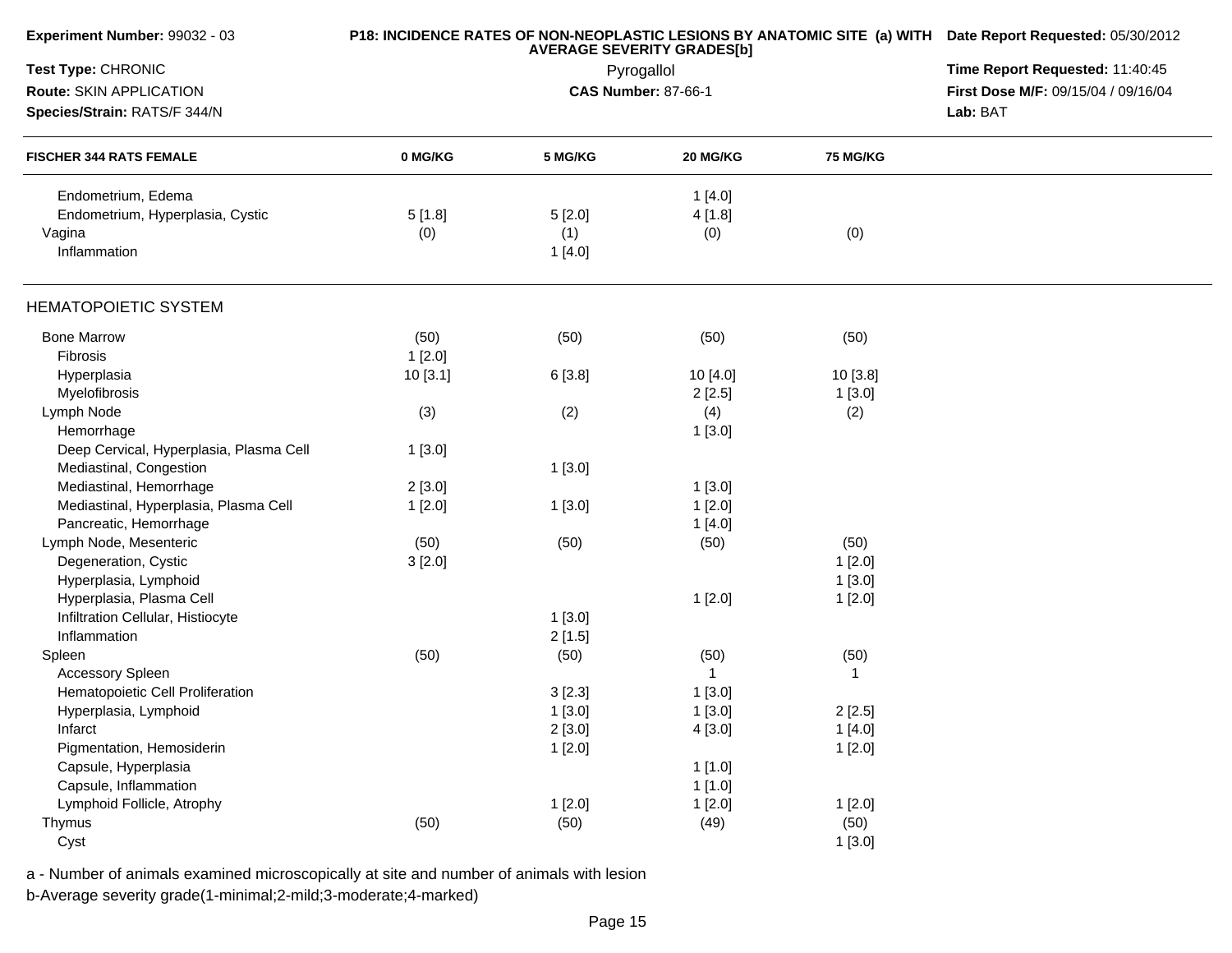**Experiment Number:** 99032 - 03

**Test Type:** CHRONIC

**Route:** SKIN APPLICATION

**Species/Strain:** RATS/F 344/N

**P18: INCIDENCE RATES OF NON-NEOPLASTIC LESIONS BY ANATOMIC SITE (a) WITH AVERAGE SEVERITY GRADES[b]**

Pyrogallol

**CAS Number:** 87-66-1

**Date Report Requested:** 05/30/2012

**Time Report Requested:** 11:40:45

**First Dose M/F:** 09/15/04 / 09/16/04

**Lab:** BAT

| FISCHER 344 RATS FEMALE | 0 MG/KG | 5 MG/KG | 20 MG/KG | 75 MG/KG |
|---|---|---|---|---|
| Endometrium, Edema | | | 1 [4.0] | |
| Endometrium, Hyperplasia, Cystic | 5 [1.8] | 5 [2.0] | 4 [1.8] | |
| Vagina | (0) | (1) | (0) | (0) |
| Inflammation | | 1 [4.0] | | |
| **HEMATOPOIETIC SYSTEM** | | | | |
| Bone Marrow | (50) | (50) | (50) | (50) |
| Fibrosis | 1 [2.0] | | | |
| Hyperplasia | 10 [3.1] | 6 [3.8] | 10 [4.0] | 10 [3.8] |
| Myelofibrosis | | | 2 [2.5] | 1 [3.0] |
| Lymph Node | (3) | (2) | (4) | (2) |
| Hemorrhage | | | 1 [3.0] | |
| Deep Cervical, Hyperplasia, Plasma Cell | 1 [3.0] | | | |
| Mediastinal, Congestion | | 1 [3.0] | | |
| Mediastinal, Hemorrhage | 2 [3.0] | | 1 [3.0] | |
| Mediastinal, Hyperplasia, Plasma Cell | 1 [2.0] | 1 [3.0] | 1 [2.0] | |
| Pancreatic, Hemorrhage | | | 1 [4.0] | |
| Lymph Node, Mesenteric | (50) | (50) | (50) | (50) |
| Degeneration, Cystic | 3 [2.0] | | | 1 [2.0] |
| Hyperplasia, Lymphoid | | | | 1 [3.0] |
| Hyperplasia, Plasma Cell | | | 1 [2.0] | 1 [2.0] |
| Infiltration Cellular, Histiocyte | | 1 [3.0] | | |
| Inflammation | | 2 [1.5] | | |
| Spleen | (50) | (50) | (50) | (50) |
| Accessory Spleen | | | 1 | 1 |
| Hematopoietic Cell Proliferation | | 3 [2.3] | 1 [3.0] | |
| Hyperplasia, Lymphoid | | 1 [3.0] | 1 [3.0] | 2 [2.5] |
| Infarct | | 2 [3.0] | 4 [3.0] | 1 [4.0] |
| Pigmentation, Hemosiderin | | 1 [2.0] | | 1 [2.0] |
| Capsule, Hyperplasia | | | 1 [1.0] | |
| Capsule, Inflammation | | | 1 [1.0] | |
| Lymphoid Follicle, Atrophy | | 1 [2.0] | 1 [2.0] | 1 [2.0] |
| Thymus | (50) | (50) | (49) | (50) |
| Cyst | | | | 1 [3.0] |

a - Number of animals examined microscopically at site and number of animals with lesion

b-Average severity grade(1-minimal;2-mild;3-moderate;4-marked)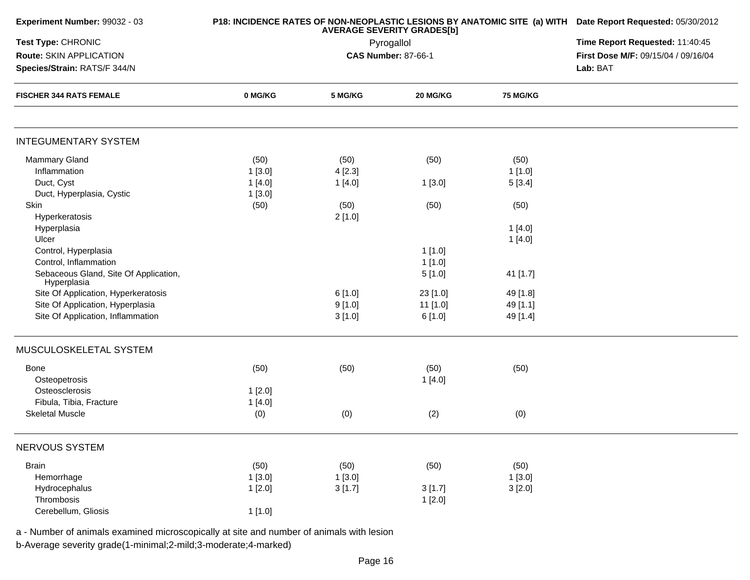**Experiment Number:** 99032 - 03

**Test Type:** CHRONIC

**Route:** SKIN APPLICATION

**Species/Strain:** RATS/F 344/N

**P18: INCIDENCE RATES OF NON-NEOPLASTIC LESIONS BY ANATOMIC SITE (a) WITH AVERAGE SEVERITY GRADES[b]**

Pyrogallol

**CAS Number:** 87-66-1

**Date Report Requested:** 05/30/2012

**Time Report Requested:** 11:40:45

**First Dose M/F:** 09/15/04 / 09/16/04

**Lab:** BAT

| FISCHER 344 RATS FEMALE | 0 MG/KG | 5 MG/KG | 20 MG/KG | 75 MG/KG |
|---|---|---|---|---|
| INTEGUMENTARY SYSTEM | | | | |
| Mammary Gland | (50) | (50) | (50) | (50) |
| Inflammation | 1 [3.0] | 4 [2.3] | | 1 [1.0] |
| Duct, Cyst | 1 [4.0] | 1 [4.0] | 1 [3.0] | 5 [3.4] |
| Duct, Hyperplasia, Cystic | 1 [3.0] | | | |
| Skin | (50) | (50) | (50) | (50) |
| Hyperkeratosis | | 2 [1.0] | | |
| Hyperplasia | | | | 1 [4.0] |
| Ulcer | | | | 1 [4.0] |
| Control, Hyperplasia | | | 1 [1.0] | |
| Control, Inflammation | | | 1 [1.0] | |
| Sebaceous Gland, Site Of Application, Hyperplasia | | | 5 [1.0] | 41 [1.7] |
| Site Of Application, Hyperkeratosis | | 6 [1.0] | 23 [1.0] | 49 [1.8] |
| Site Of Application, Hyperplasia | | 9 [1.0] | 11 [1.0] | 49 [1.1] |
| Site Of Application, Inflammation | | 3 [1.0] | 6 [1.0] | 49 [1.4] |
| MUSCULOSKELETAL SYSTEM | | | | |
| Bone | (50) | (50) | (50) | (50) |
| Osteopetrosis | | | 1 [4.0] | |
| Osteosclerosis | 1 [2.0] | | | |
| Fibula, Tibia, Fracture | 1 [4.0] | | | |
| Skeletal Muscle | (0) | (0) | (2) | (0) |
| NERVOUS SYSTEM | | | | |
| Brain | (50) | (50) | (50) | (50) |
| Hemorrhage | 1 [3.0] | 1 [3.0] | | 1 [3.0] |
| Hydrocephalus | 1 [2.0] | 3 [1.7] | 3 [1.7] | 3 [2.0] |
| Thrombosis | | | 1 [2.0] | |
| Cerebellum, Gliosis | 1 [1.0] | | | |

a - Number of animals examined microscopically at site and number of animals with lesion

b-Average severity grade(1-minimal;2-mild;3-moderate;4-marked)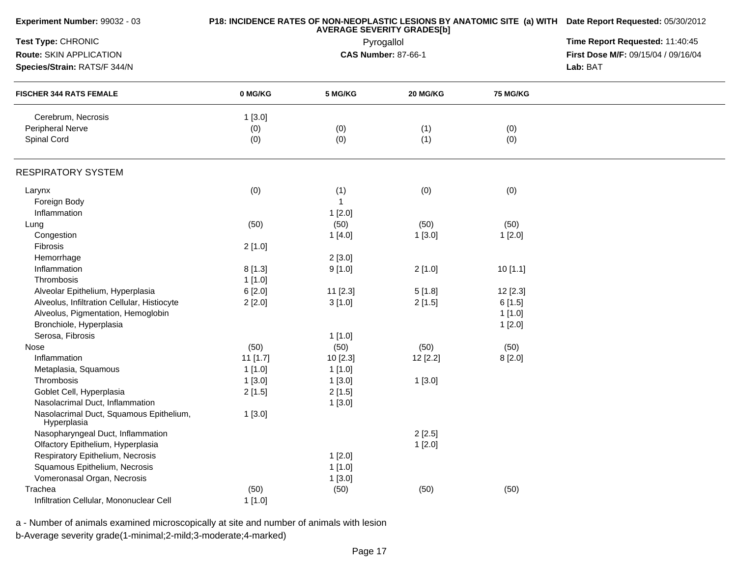**Experiment Number:** 99032 - 03

**Test Type:** CHRONIC

**Route:** SKIN APPLICATION

**Species/Strain:** RATS/F 344/N

**P18: INCIDENCE RATES OF NON-NEOPLASTIC LESIONS BY ANATOMIC SITE (a) WITH AVERAGE SEVERITY GRADES[b]**

Pyrogallol

**CAS Number:** 87-66-1

**Date Report Requested:** 05/30/2012

**Time Report Requested:** 11:40:45

**First Dose M/F:** 09/15/04 / 09/16/04

**Lab:** BAT

| FISCHER 344 RATS FEMALE | 0 MG/KG | 5 MG/KG | 20 MG/KG | 75 MG/KG |
|---|---|---|---|---|
| Cerebrum, Necrosis | 1 [3.0] | | | |
| Peripheral Nerve | (0) | (0) | (1) | (0) |
| Spinal Cord | (0) | (0) | (1) | (0) |
| **RESPIRATORY SYSTEM** | | | | |
| Larynx | (0) | (1) | (0) | (0) |
| Foreign Body | | 1 | | |
| Inflammation | | 1 [2.0] | | |
| Lung | (50) | (50) | (50) | (50) |
| Congestion | | 1 [4.0] | 1 [3.0] | 1 [2.0] |
| Fibrosis | 2 [1.0] | | | |
| Hemorrhage | | 2 [3.0] | | |
| Inflammation | 8 [1.3] | 9 [1.0] | 2 [1.0] | 10 [1.1] |
| Thrombosis | 1 [1.0] | | | |
| Alveolar Epithelium, Hyperplasia | 6 [2.0] | 11 [2.3] | 5 [1.8] | 12 [2.3] |
| Alveolus, Infiltration Cellular, Histiocyte | 2 [2.0] | 3 [1.0] | 2 [1.5] | 6 [1.5] |
| Alveolus, Pigmentation, Hemoglobin | | | | 1 [1.0] |
| Bronchiole, Hyperplasia | | | | 1 [2.0] |
| Serosa, Fibrosis | | 1 [1.0] | | |
| Nose | (50) | (50) | (50) | (50) |
| Inflammation | 11 [1.7] | 10 [2.3] | 12 [2.2] | 8 [2.0] |
| Metaplasia, Squamous | 1 [1.0] | 1 [1.0] | | |
| Thrombosis | 1 [3.0] | 1 [3.0] | 1 [3.0] | |
| Goblet Cell, Hyperplasia | 2 [1.5] | 2 [1.5] | | |
| Nasolacrimal Duct, Inflammation | | 1 [3.0] | | |
| Nasolacrimal Duct, Squamous Epithelium, Hyperplasia | 1 [3.0] | | | |
| Nasopharyngeal Duct, Inflammation | | | 2 [2.5] | |
| Olfactory Epithelium, Hyperplasia | | | 1 [2.0] | |
| Respiratory Epithelium, Necrosis | | 1 [2.0] | | |
| Squamous Epithelium, Necrosis | | 1 [1.0] | | |
| Vomeronasal Organ, Necrosis | | 1 [3.0] | | |
| Trachea | (50) | (50) | (50) | (50) |
| Infiltration Cellular, Mononuclear Cell | 1 [1.0] | | | |

a - Number of animals examined microscopically at site and number of animals with lesion

b-Average severity grade(1-minimal;2-mild;3-moderate;4-marked)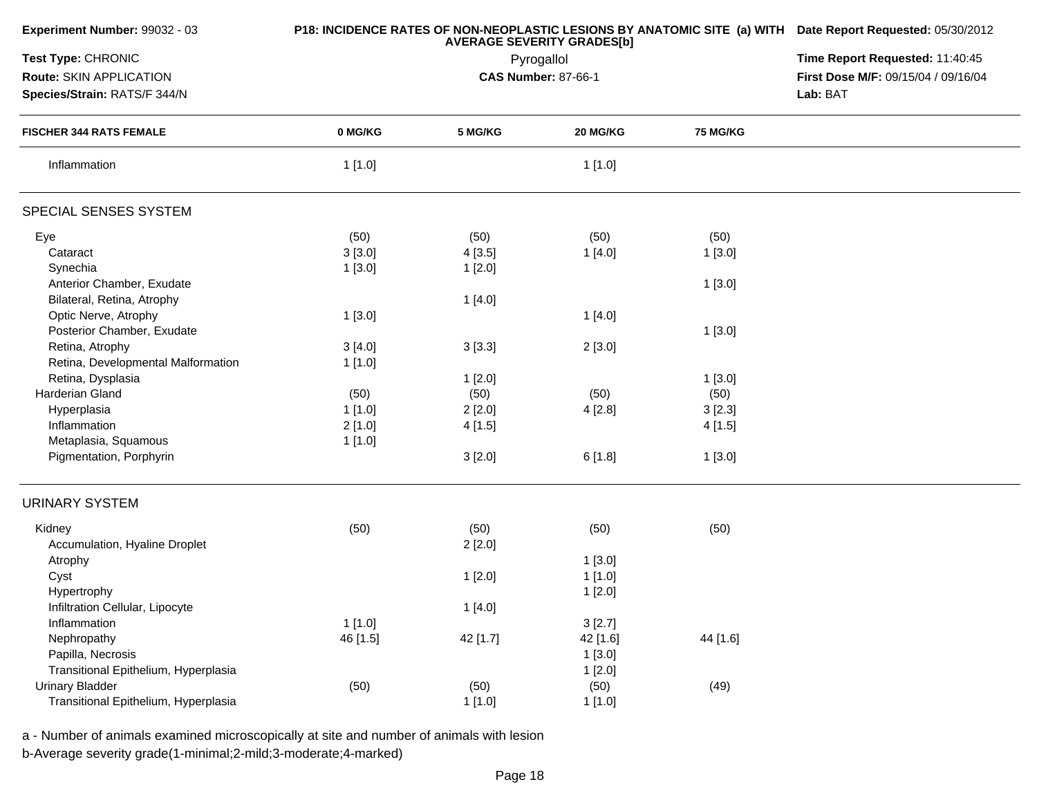| FISCHER 344 RATS FEMALE | 0 MG/KG | 5 MG/KG | 20 MG/KG | 75 MG/KG |
|---|---|---|---|---|
| Inflammation | 1 [1.0] | | 1 [1.0] | |
| **SPECIAL SENSES SYSTEM** | | | | |
| Eye | (50) | (50) | (50) | (50) |
| Cataract | 3 [3.0] | 4 [3.5] | 1 [4.0] | 1 [3.0] |
| Synechia | 1 [3.0] | 1 [2.0] | | |
| Anterior Chamber, Exudate | | | | 1 [3.0] |
| Bilateral, Retina, Atrophy | | 1 [4.0] | | |
| Optic Nerve, Atrophy | 1 [3.0] | | 1 [4.0] | |
| Posterior Chamber, Exudate | | | | 1 [3.0] |
| Retina, Atrophy | 3 [4.0] | 3 [3.3] | 2 [3.0] | |
| Retina, Developmental Malformation | 1 [1.0] | | | |
| Retina, Dysplasia | | 1 [2.0] | | 1 [3.0] |
| Harderian Gland | (50) | (50) | (50) | (50) |
| Hyperplasia | 1 [1.0] | 2 [2.0] | 4 [2.8] | 3 [2.3] |
| Inflammation | 2 [1.0] | 4 [1.5] | | 4 [1.5] |
| Metaplasia, Squamous | 1 [1.0] | | | |
| Pigmentation, Porphyrin | | 3 [2.0] | 6 [1.8] | 1 [3.0] |
| **URINARY SYSTEM** | | | | |
| Kidney | (50) | (50) | (50) | (50) |
| Accumulation, Hyaline Droplet | | 2 [2.0] | | |
| Atrophy | | | 1 [3.0] | |
| Cyst | | 1 [2.0] | 1 [1.0] | |
| Hypertrophy | | | 1 [2.0] | |
| Infiltration Cellular, Lipocyte | | 1 [4.0] | | |
| Inflammation | 1 [1.0] | | 3 [2.7] | |
| Nephropathy | 46 [1.5] | 42 [1.7] | 42 [1.6] | 44 [1.6] |
| Papilla, Necrosis | | | 1 [3.0] | |
| Transitional Epithelium, Hyperplasia | | | 1 [2.0] | |
| Urinary Bladder | (50) | (50) | (50) | (49) |
| Transitional Epithelium, Hyperplasia | | 1 [1.0] | 1 [1.0] | |

a - Number of animals examined microscopically at site and number of animals with lesion
b-Average severity grade(1-minimal;2-mild;3-moderate;4-marked)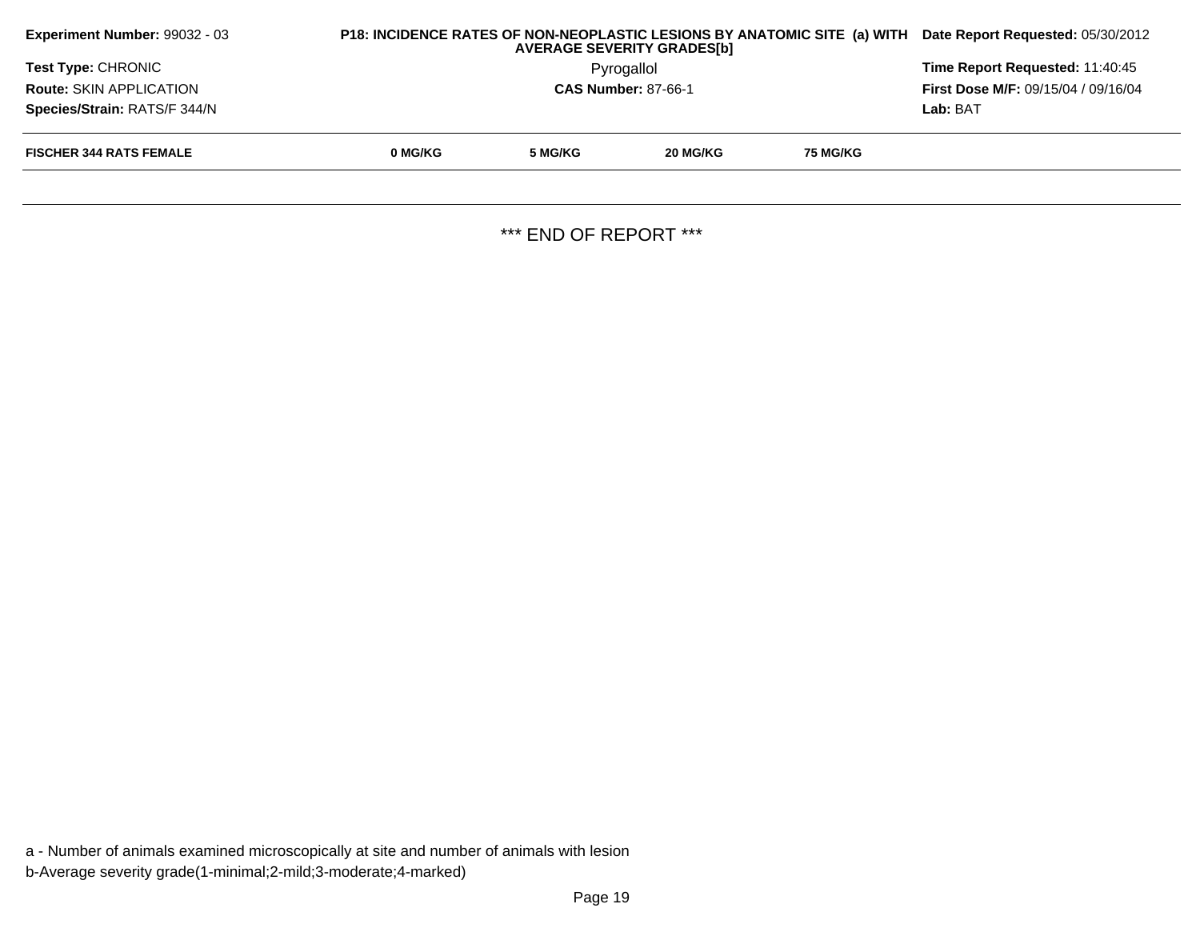| Experiment Number: 99032 - 03 | P18: INCIDENCE RATES OF NON-NEOPLASTIC LESIONS BY ANATOMIC SITE (a) WITH AVERAGE SEVERITY GRADES[b] | Date Report Requested: 05/30/2012 |
|---|---|---|
| Test Type: CHRONIC | Pyrogallol | Time Report Requested: 11:40:45 |
| Route: SKIN APPLICATION | CAS Number: 87-66-1 | First Dose M/F: 09/15/04 / 09/16/04 |
| Species/Strain: RATS/F 344/N | | Lab: BAT |

| FISCHER 344 RATS FEMALE | 0 MG/KG | 5 MG/KG | 20 MG/KG | 75 MG/KG |
|---|---|---|---|---|

*** END OF REPORT ***

a - Number of animals examined microscopically at site and number of animals with lesion
b-Average severity grade(1-minimal;2-mild;3-moderate;4-marked)